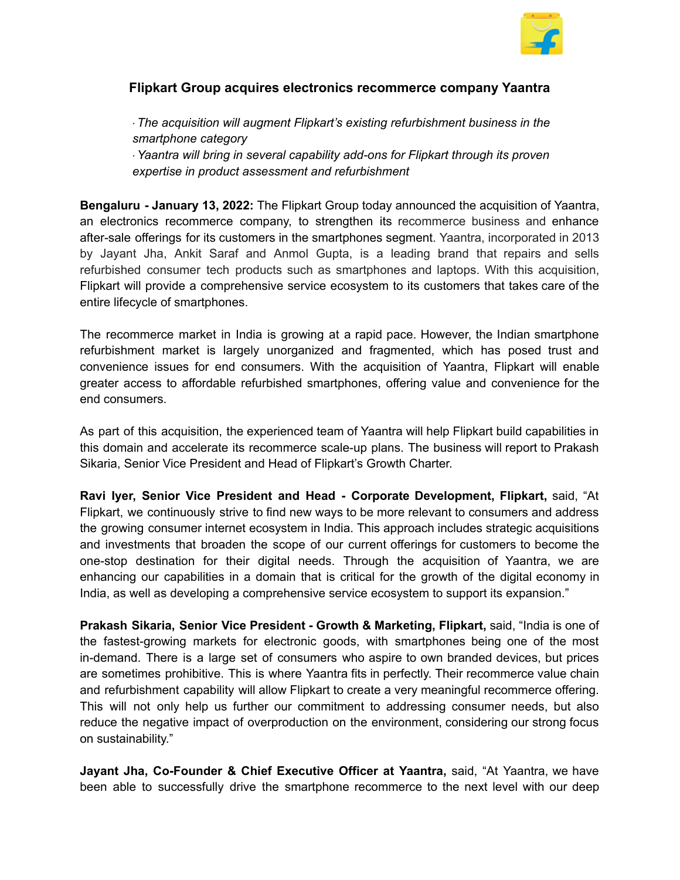# Flipkart Group acquires electronics recommerce company Yaantra

· *The acquisition will augment Flipkart's existing refurbishment business in the smartphone category*

· *Yaantra will bring in several capability add-ons for Flipkart through its proven expertise in product assessment and refurbishment*

**Bengaluru - January 13, 2022:** The Flipkart Group today announced the acquisition of Yaantra, an electronics recommerce company, to strengthen its recommerce business and enhance after-sale offerings for its customers in the smartphones segment. Yaantra, incorporated in 2013 by Jayant Jha, Ankit Saraf and Anmol Gupta, is a leading brand that repairs and sells refurbished consumer tech products such as smartphones and laptops. With this acquisition, Flipkart will provide a comprehensive service ecosystem to its customers that takes care of the entire lifecycle of smartphones.

The recommerce market in India is growing at a rapid pace. However, the Indian smartphone refurbishment market is largely unorganized and fragmented, which has posed trust and convenience issues for end consumers. With the acquisition of Yaantra, Flipkart will enable greater access to affordable refurbished smartphones, offering value and convenience for the end consumers.

As part of this acquisition, the experienced team of Yaantra will help Flipkart build capabilities in this domain and accelerate its recommerce scale-up plans. The business will report to Prakash Sikaria, Senior Vice President and Head of Flipkart's Growth Charter.

**Ravi Iyer, Senior Vice President and Head - Corporate Development, Flipkart,** said, "At Flipkart, we continuously strive to find new ways to be more relevant to consumers and address the growing consumer internet ecosystem in India. This approach includes strategic acquisitions and investments that broaden the scope of our current offerings for customers to become the one-stop destination for their digital needs. Through the acquisition of Yaantra, we are enhancing our capabilities in a domain that is critical for the growth of the digital economy in India, as well as developing a comprehensive service ecosystem to support its expansion."

**Prakash Sikaria, Senior Vice President - Growth & Marketing, Flipkart,** said, "India is one of the fastest-growing markets for electronic goods, with smartphones being one of the most in-demand. There is a large set of consumers who aspire to own branded devices, but prices are sometimes prohibitive. This is where Yaantra fits in perfectly. Their recommerce value chain and refurbishment capability will allow Flipkart to create a very meaningful recommerce offering. This will not only help us further our commitment to addressing consumer needs, but also reduce the negative impact of overproduction on the environment, considering our strong focus on sustainability."

**Jayant Jha, Co-Founder & Chief Executive Officer at Yaantra,** said, "At Yaantra, we have been able to successfully drive the smartphone recommerce to the next level with our deep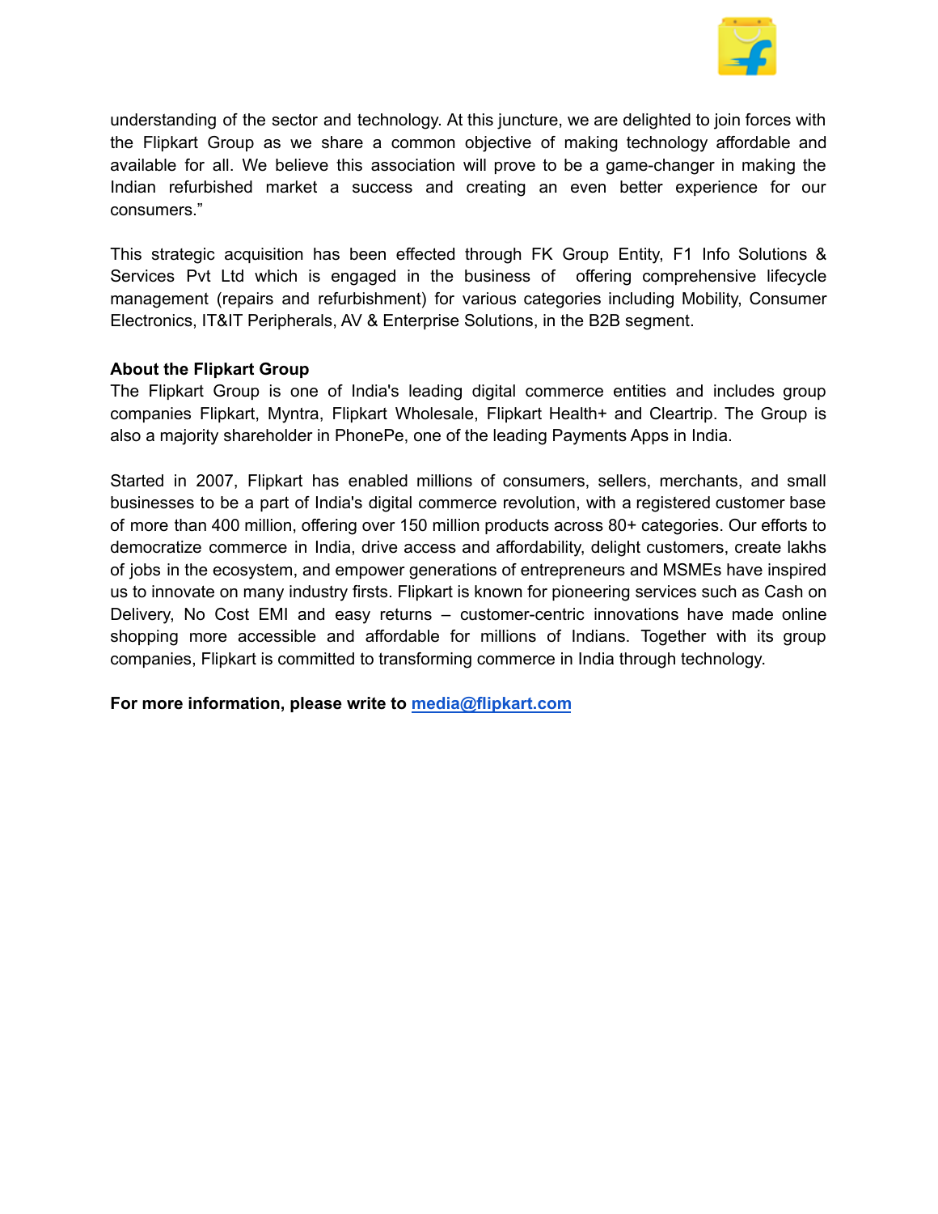understanding of the sector and technology. At this juncture, we are delighted to join forces with the Flipkart Group as we share a common objective of making technology affordable and available for all. We believe this association will prove to be a game-changer in making the Indian refurbished market a success and creating an even better experience for our consumers."

This strategic acquisition has been effected through FK Group Entity, F1 Info Solutions & Services Pvt Ltd which is engaged in the business of offering comprehensive lifecycle management (repairs and refurbishment) for various categories including Mobility, Consumer Electronics, IT&IT Peripherals, AV & Enterprise Solutions, in the B2B segment.

**About the Flipkart Group**

The Flipkart Group is one of India's leading digital commerce entities and includes group companies Flipkart, Myntra, Flipkart Wholesale, Flipkart Health+ and Cleartrip. The Group is also a majority shareholder in PhonePe, one of the leading Payments Apps in India.

Started in 2007, Flipkart has enabled millions of consumers, sellers, merchants, and small businesses to be a part of India's digital commerce revolution, with a registered customer base of more than 400 million, offering over 150 million products across 80+ categories. Our efforts to democratize commerce in India, drive access and affordability, delight customers, create lakhs of jobs in the ecosystem, and empower generations of entrepreneurs and MSMEs have inspired us to innovate on many industry firsts. Flipkart is known for pioneering services such as Cash on Delivery, No Cost EMI and easy returns – customer-centric innovations have made online shopping more accessible and affordable for millions of Indians. Together with its group companies, Flipkart is committed to transforming commerce in India through technology.

**For more information, please write to [media@flipkart.com](mailto:media@flipkart.com)**